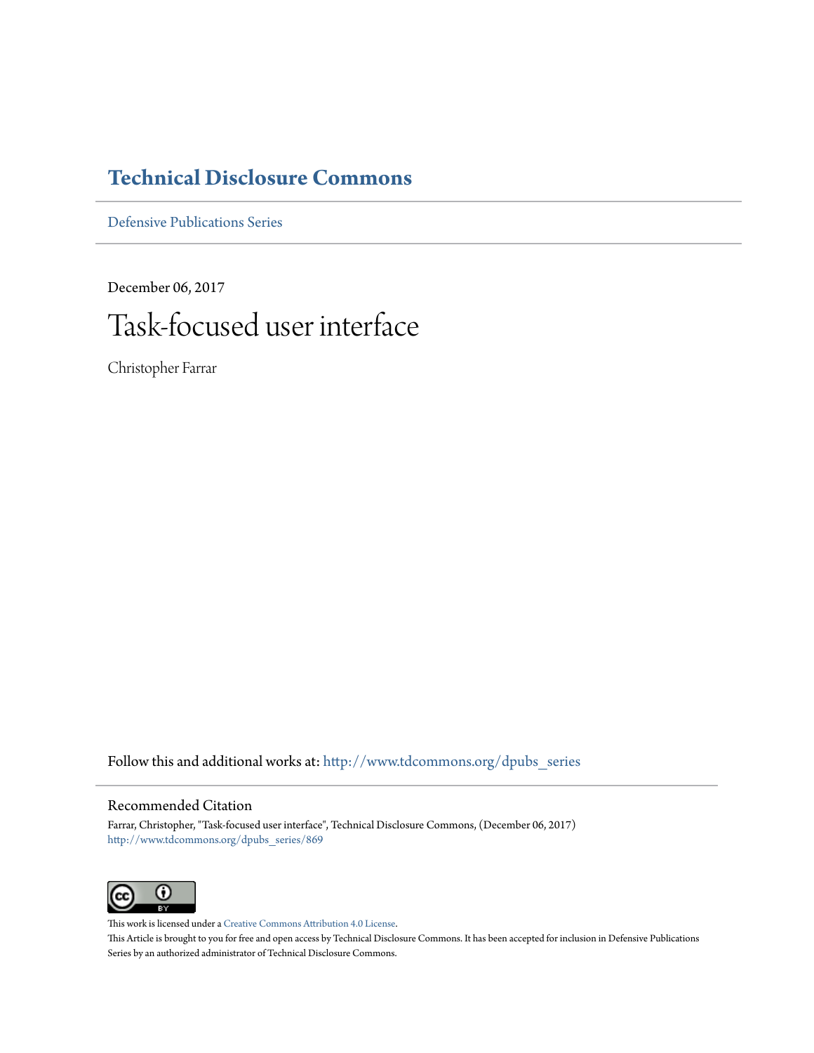# Technical Disclosure Commons

Defensive Publications Series

December 06, 2017

# Task-focused user interface

Christopher Farrar

Follow this and additional works at: http://www.tdcommons.org/dpubs_series

## Recommended Citation

Farrar, Christopher, "Task-focused user interface", Technical Disclosure Commons, (December 06, 2017)
http://www.tdcommons.org/dpubs_series/869

This work is licensed under a Creative Commons Attribution 4.0 License.

This Article is brought to you for free and open access by Technical Disclosure Commons. It has been accepted for inclusion in Defensive Publications Series by an authorized administrator of Technical Disclosure Commons.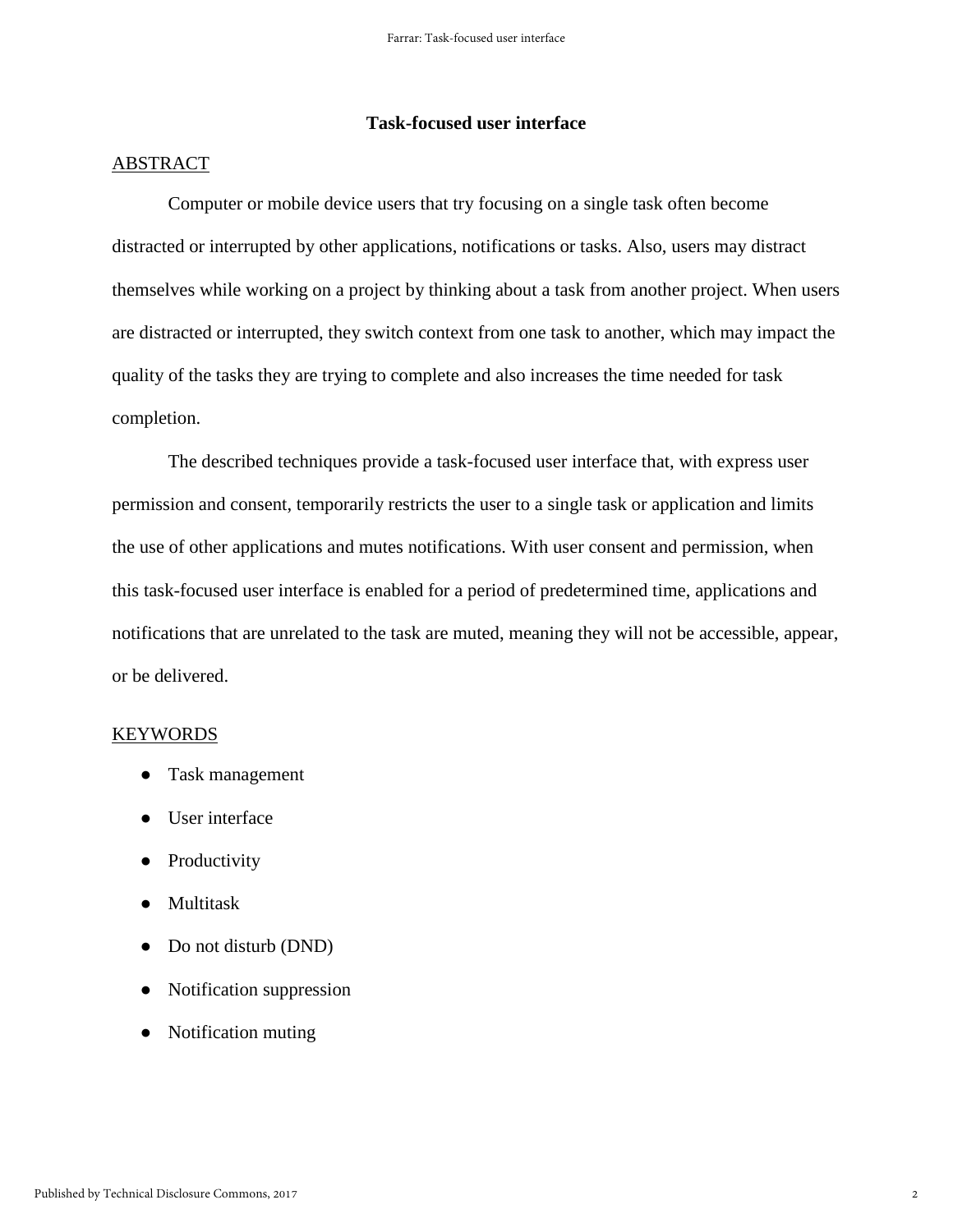# Task-focused user interface

## ABSTRACT

Computer or mobile device users that try focusing on a single task often become distracted or interrupted by other applications, notifications or tasks. Also, users may distract themselves while working on a project by thinking about a task from another project. When users are distracted or interrupted, they switch context from one task to another, which may impact the quality of the tasks they are trying to complete and also increases the time needed for task completion.

The described techniques provide a task-focused user interface that, with express user permission and consent, temporarily restricts the user to a single task or application and limits the use of other applications and mutes notifications. With user consent and permission, when this task-focused user interface is enabled for a period of predetermined time, applications and notifications that are unrelated to the task are muted, meaning they will not be accessible, appear, or be delivered.

## KEYWORDS

- Task management
- User interface
- Productivity
- Multitask
- Do not disturb (DND)
- Notification suppression
- Notification muting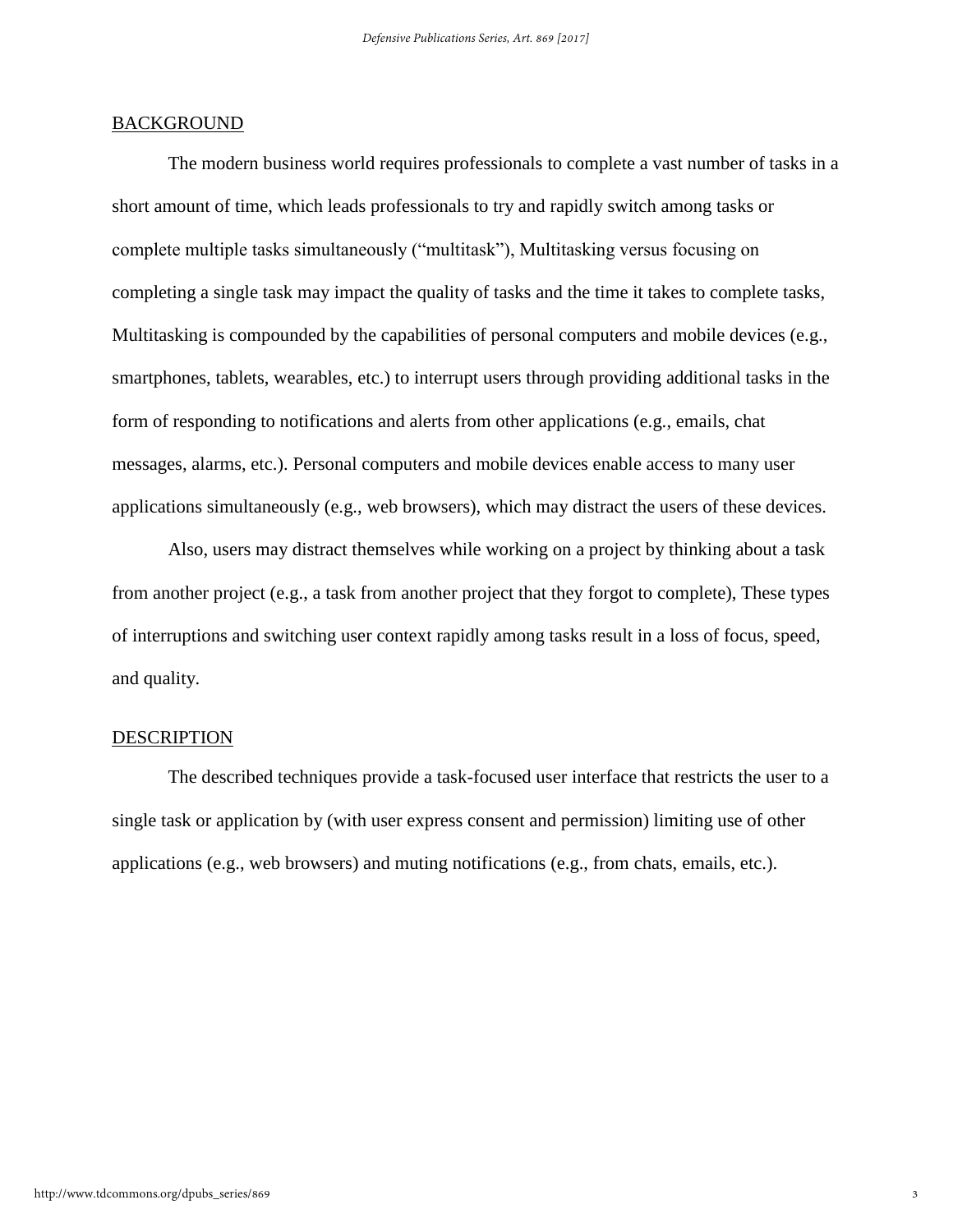## BACKGROUND

The modern business world requires professionals to complete a vast number of tasks in a short amount of time, which leads professionals to try and rapidly switch among tasks or complete multiple tasks simultaneously ("multitask"), Multitasking versus focusing on completing a single task may impact the quality of tasks and the time it takes to complete tasks, Multitasking is compounded by the capabilities of personal computers and mobile devices (e.g., smartphones, tablets, wearables, etc.) to interrupt users through providing additional tasks in the form of responding to notifications and alerts from other applications (e.g., emails, chat messages, alarms, etc.). Personal computers and mobile devices enable access to many user applications simultaneously (e.g., web browsers), which may distract the users of these devices.

Also, users may distract themselves while working on a project by thinking about a task from another project (e.g., a task from another project that they forgot to complete), These types of interruptions and switching user context rapidly among tasks result in a loss of focus, speed, and quality.

## DESCRIPTION

The described techniques provide a task-focused user interface that restricts the user to a single task or application by (with user express consent and permission) limiting use of other applications (e.g., web browsers) and muting notifications (e.g., from chats, emails, etc.).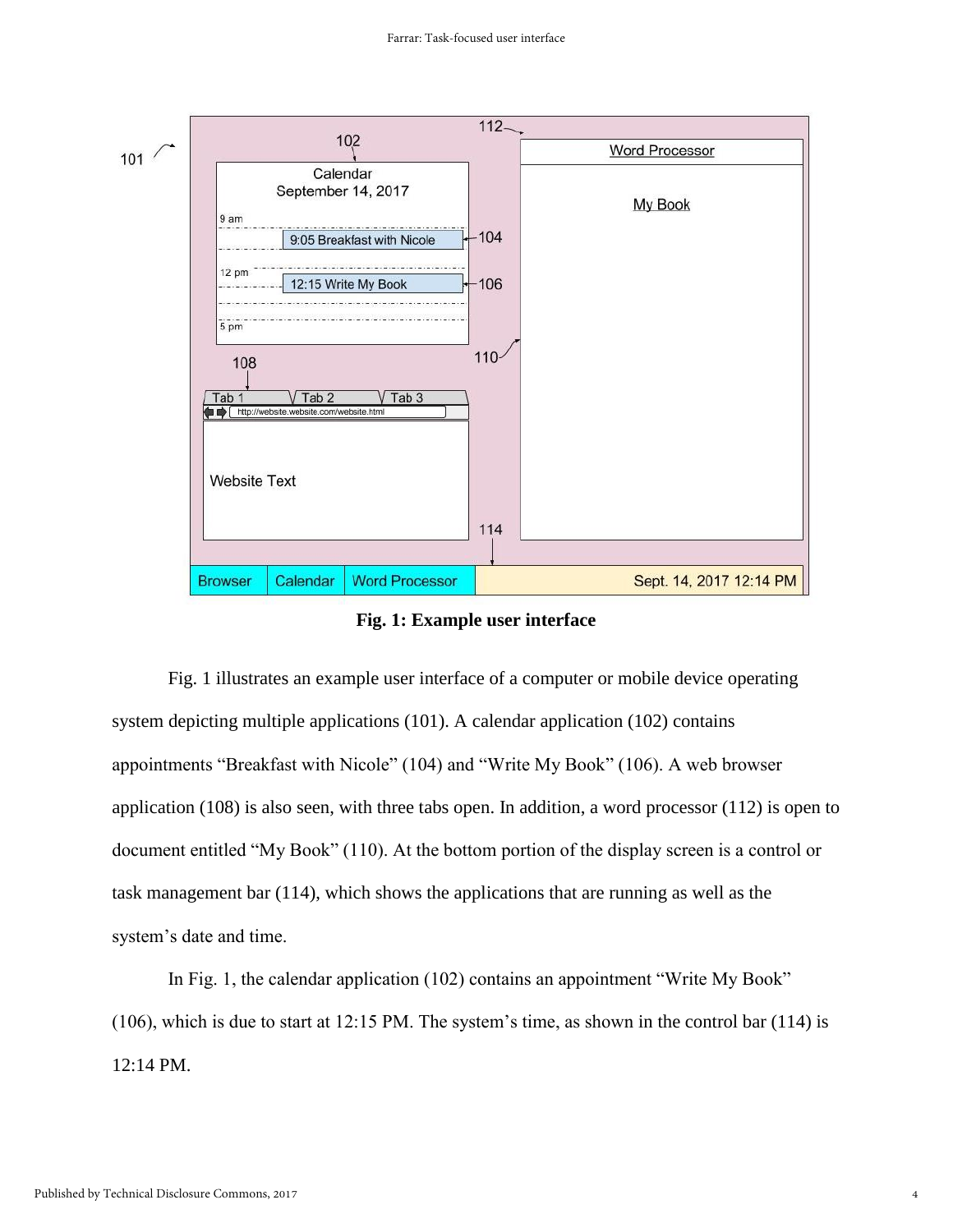**Fig. 1: Example user interface**

Fig. 1 illustrates an example user interface of a computer or mobile device operating system depicting multiple applications (101). A calendar application (102) contains appointments “Breakfast with Nicole” (104) and “Write My Book” (106). A web browser application (108) is also seen, with three tabs open. In addition, a word processor (112) is open to document entitled “My Book” (110). At the bottom portion of the display screen is a control or task management bar (114), which shows the applications that are running as well as the system’s date and time.

In Fig. 1, the calendar application (102) contains an appointment “Write My Book” (106), which is due to start at 12:15 PM. The system’s time, as shown in the control bar (114) is 12:14 PM.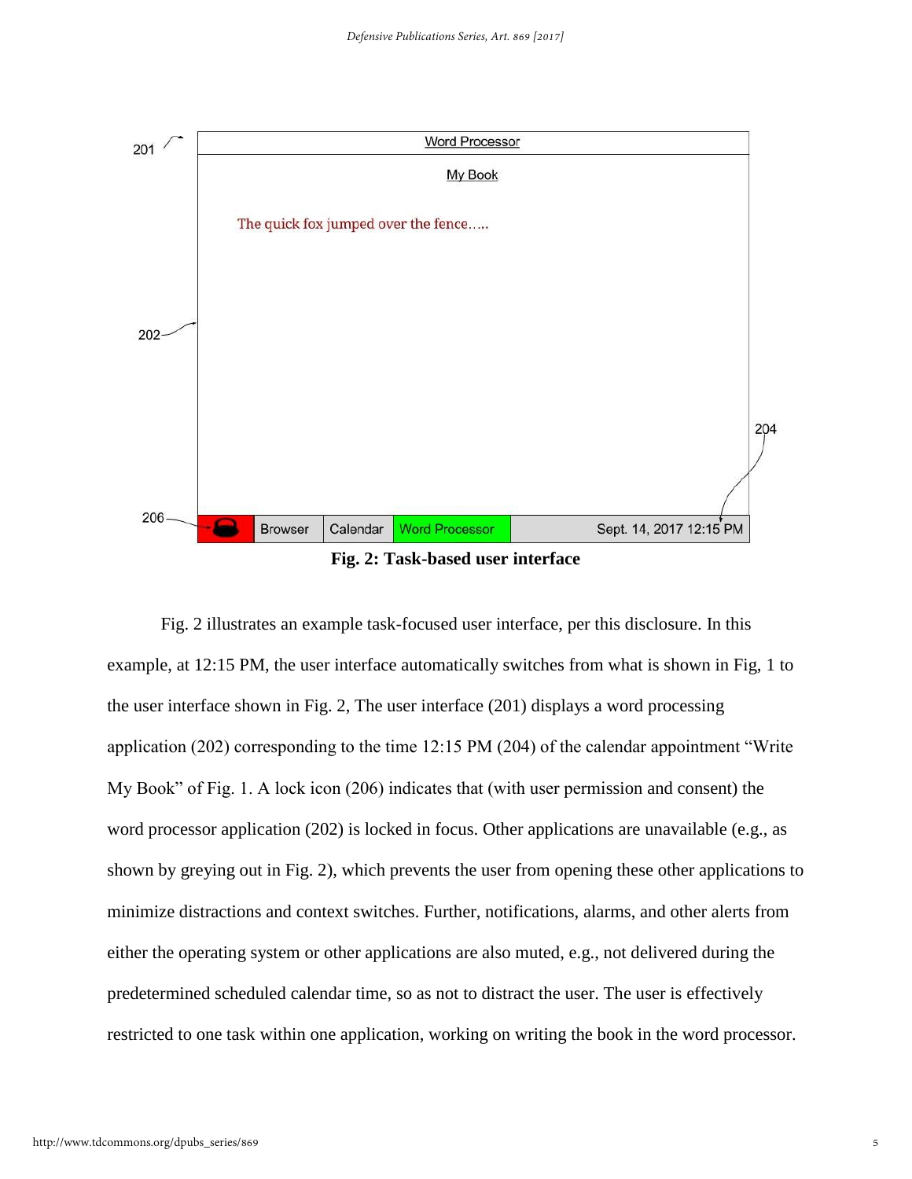Fig. 2: Task-based user interface

Fig. 2 illustrates an example task-focused user interface, per this disclosure. In this example, at 12:15 PM, the user interface automatically switches from what is shown in Fig, 1 to the user interface shown in Fig. 2, The user interface (201) displays a word processing application (202) corresponding to the time 12:15 PM (204) of the calendar appointment "Write My Book" of Fig. 1. A lock icon (206) indicates that (with user permission and consent) the word processor application (202) is locked in focus. Other applications are unavailable (e.g., as shown by greying out in Fig. 2), which prevents the user from opening these other applications to minimize distractions and context switches. Further, notifications, alarms, and other alerts from either the operating system or other applications are also muted, e.g., not delivered during the predetermined scheduled calendar time, so as not to distract the user. The user is effectively restricted to one task within one application, working on writing the book in the word processor.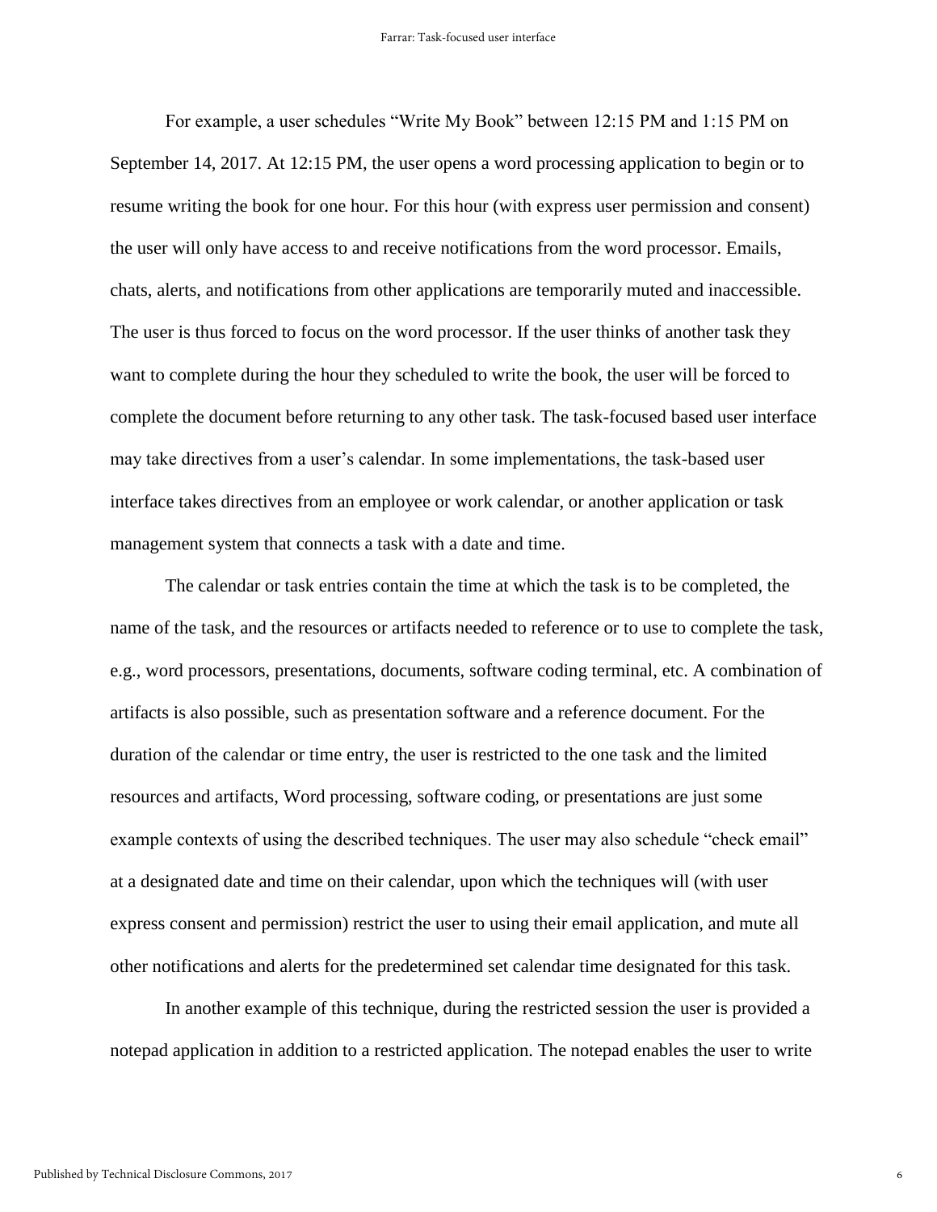For example, a user schedules "Write My Book" between 12:15 PM and 1:15 PM on September 14, 2017. At 12:15 PM, the user opens a word processing application to begin or to resume writing the book for one hour. For this hour (with express user permission and consent) the user will only have access to and receive notifications from the word processor. Emails, chats, alerts, and notifications from other applications are temporarily muted and inaccessible. The user is thus forced to focus on the word processor. If the user thinks of another task they want to complete during the hour they scheduled to write the book, the user will be forced to complete the document before returning to any other task. The task-focused based user interface may take directives from a user's calendar. In some implementations, the task-based user interface takes directives from an employee or work calendar, or another application or task management system that connects a task with a date and time.

The calendar or task entries contain the time at which the task is to be completed, the name of the task, and the resources or artifacts needed to reference or to use to complete the task, e.g., word processors, presentations, documents, software coding terminal, etc. A combination of artifacts is also possible, such as presentation software and a reference document. For the duration of the calendar or time entry, the user is restricted to the one task and the limited resources and artifacts, Word processing, software coding, or presentations are just some example contexts of using the described techniques. The user may also schedule "check email" at a designated date and time on their calendar, upon which the techniques will (with user express consent and permission) restrict the user to using their email application, and mute all other notifications and alerts for the predetermined set calendar time designated for this task.

In another example of this technique, during the restricted session the user is provided a notepad application in addition to a restricted application. The notepad enables the user to write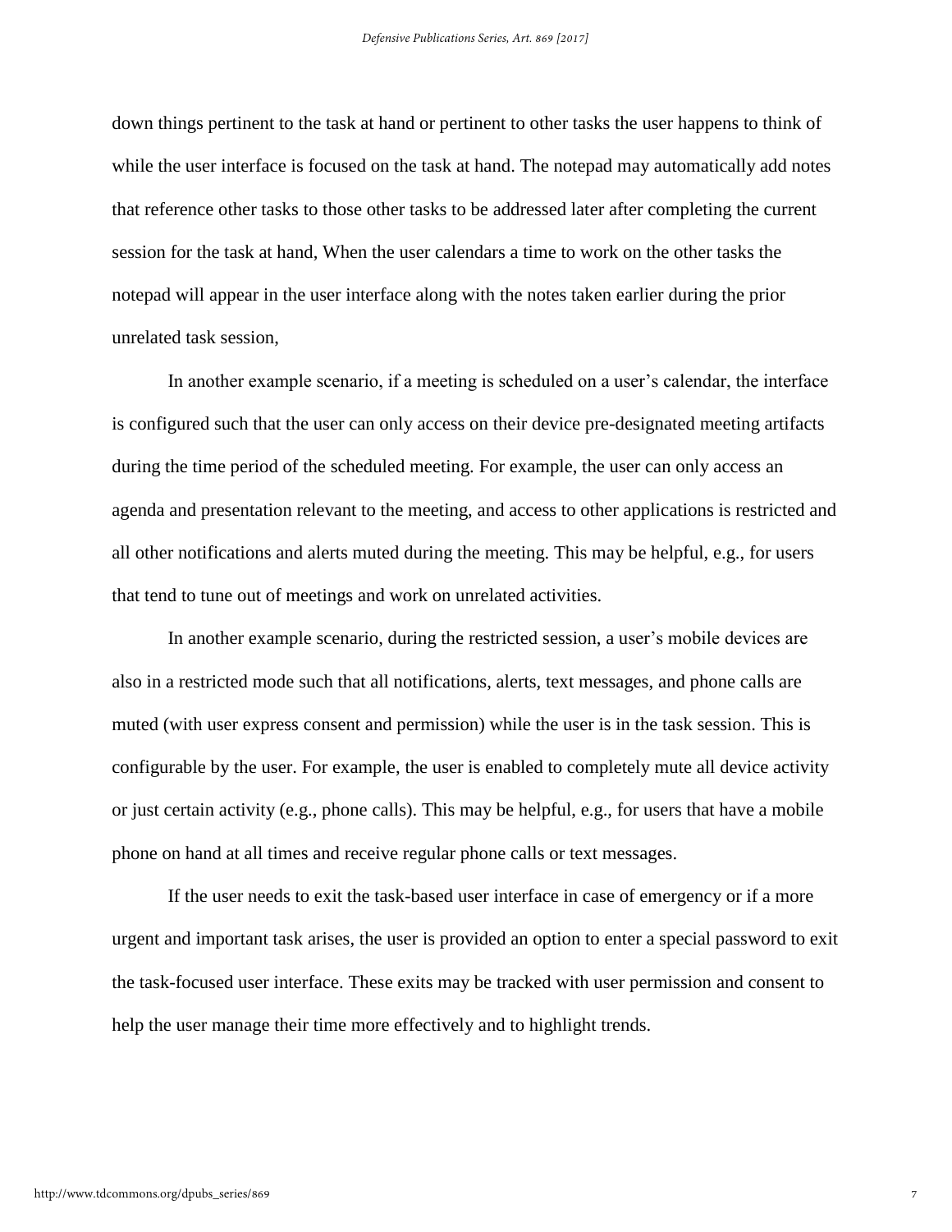down things pertinent to the task at hand or pertinent to other tasks the user happens to think of while the user interface is focused on the task at hand. The notepad may automatically add notes that reference other tasks to those other tasks to be addressed later after completing the current session for the task at hand, When the user calendars a time to work on the other tasks the notepad will appear in the user interface along with the notes taken earlier during the prior unrelated task session,

In another example scenario, if a meeting is scheduled on a user's calendar, the interface is configured such that the user can only access on their device pre-designated meeting artifacts during the time period of the scheduled meeting. For example, the user can only access an agenda and presentation relevant to the meeting, and access to other applications is restricted and all other notifications and alerts muted during the meeting. This may be helpful, e.g., for users that tend to tune out of meetings and work on unrelated activities.

In another example scenario, during the restricted session, a user's mobile devices are also in a restricted mode such that all notifications, alerts, text messages, and phone calls are muted (with user express consent and permission) while the user is in the task session. This is configurable by the user. For example, the user is enabled to completely mute all device activity or just certain activity (e.g., phone calls). This may be helpful, e.g., for users that have a mobile phone on hand at all times and receive regular phone calls or text messages.

If the user needs to exit the task-based user interface in case of emergency or if a more urgent and important task arises, the user is provided an option to enter a special password to exit the task-focused user interface. These exits may be tracked with user permission and consent to help the user manage their time more effectively and to highlight trends.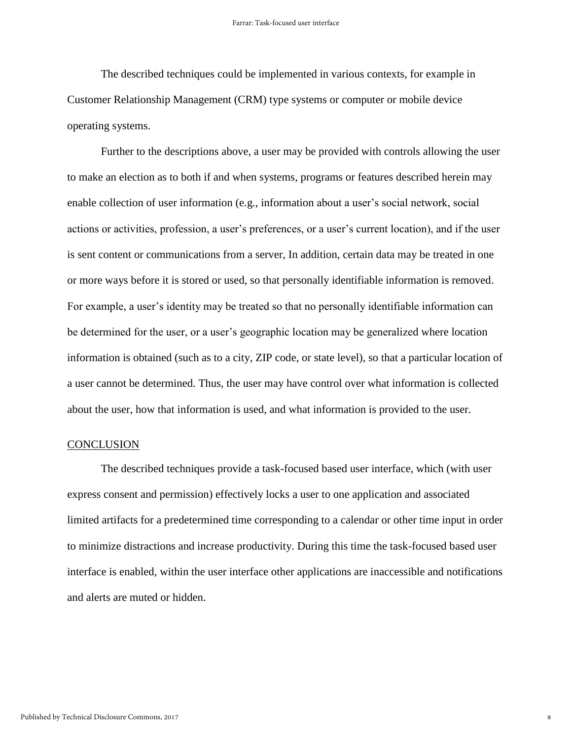The described techniques could be implemented in various contexts, for example in Customer Relationship Management (CRM) type systems or computer or mobile device operating systems.

Further to the descriptions above, a user may be provided with controls allowing the user to make an election as to both if and when systems, programs or features described herein may enable collection of user information (e.g., information about a user's social network, social actions or activities, profession, a user's preferences, or a user's current location), and if the user is sent content or communications from a server, In addition, certain data may be treated in one or more ways before it is stored or used, so that personally identifiable information is removed. For example, a user's identity may be treated so that no personally identifiable information can be determined for the user, or a user's geographic location may be generalized where location information is obtained (such as to a city, ZIP code, or state level), so that a particular location of a user cannot be determined. Thus, the user may have control over what information is collected about the user, how that information is used, and what information is provided to the user.

## CONCLUSION

The described techniques provide a task-focused based user interface, which (with user express consent and permission) effectively locks a user to one application and associated limited artifacts for a predetermined time corresponding to a calendar or other time input in order to minimize distractions and increase productivity. During this time the task-focused based user interface is enabled, within the user interface other applications are inaccessible and notifications and alerts are muted or hidden.